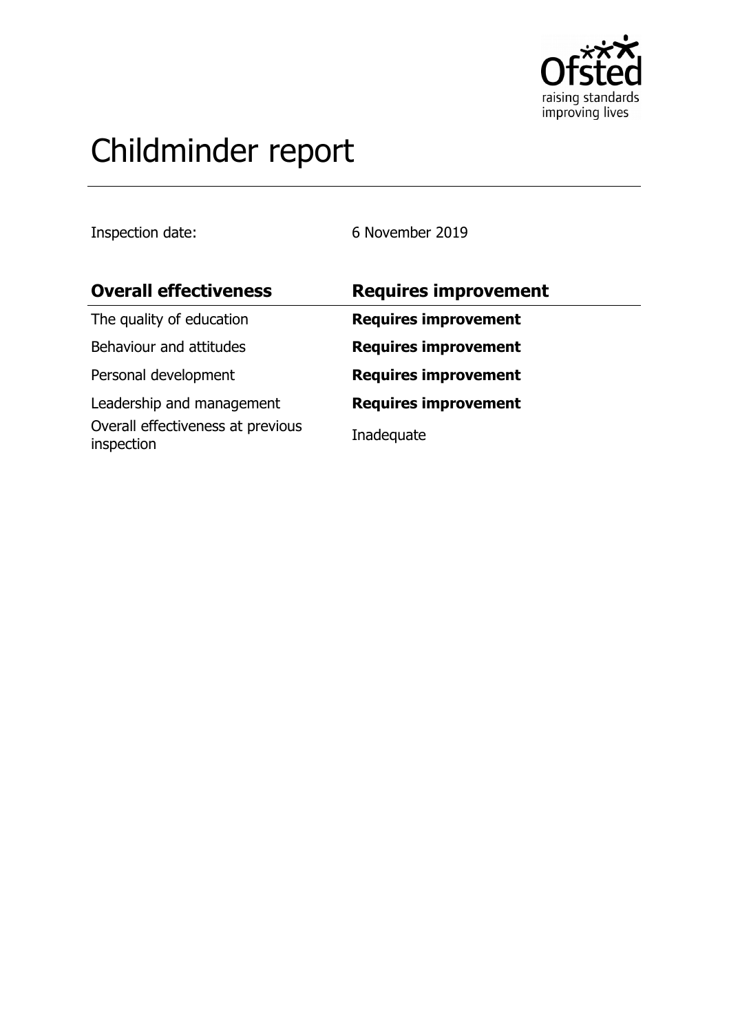# Childminder report

Inspection date: 6 November 2019

| Overall effectiveness | Requires improvement |
| --- | --- |
| The quality of education | **Requires improvement** |
| Behaviour and attitudes | **Requires improvement** |
| Personal development | **Requires improvement** |
| Leadership and management | **Requires improvement** |
| Overall effectiveness at previous inspection | Inadequate |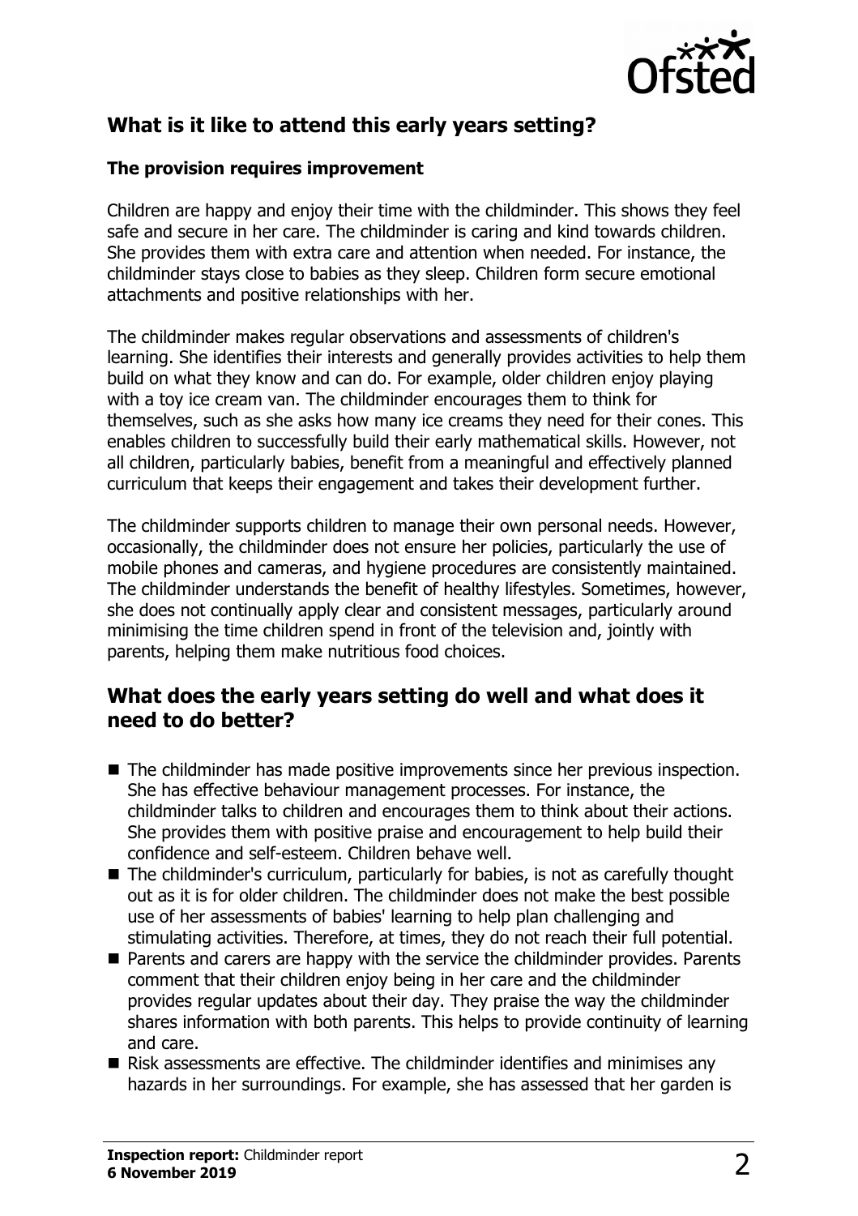## What is it like to attend this early years setting?

### The provision requires improvement

Children are happy and enjoy their time with the childminder. This shows they feel safe and secure in her care. The childminder is caring and kind towards children. She provides them with extra care and attention when needed. For instance, the childminder stays close to babies as they sleep. Children form secure emotional attachments and positive relationships with her.

The childminder makes regular observations and assessments of children's learning. She identifies their interests and generally provides activities to help them build on what they know and can do. For example, older children enjoy playing with a toy ice cream van. The childminder encourages them to think for themselves, such as she asks how many ice creams they need for their cones. This enables children to successfully build their early mathematical skills. However, not all children, particularly babies, benefit from a meaningful and effectively planned curriculum that keeps their engagement and takes their development further.

The childminder supports children to manage their own personal needs. However, occasionally, the childminder does not ensure her policies, particularly the use of mobile phones and cameras, and hygiene procedures are consistently maintained. The childminder understands the benefit of healthy lifestyles. Sometimes, however, she does not continually apply clear and consistent messages, particularly around minimising the time children spend in front of the television and, jointly with parents, helping them make nutritious food choices.

## What does the early years setting do well and what does it need to do better?

- The childminder has made positive improvements since her previous inspection. She has effective behaviour management processes. For instance, the childminder talks to children and encourages them to think about their actions. She provides them with positive praise and encouragement to help build their confidence and self-esteem. Children behave well.
- The childminder's curriculum, particularly for babies, is not as carefully thought out as it is for older children. The childminder does not make the best possible use of her assessments of babies' learning to help plan challenging and stimulating activities. Therefore, at times, they do not reach their full potential.
- Parents and carers are happy with the service the childminder provides. Parents comment that their children enjoy being in her care and the childminder provides regular updates about their day. They praise the way the childminder shares information with both parents. This helps to provide continuity of learning and care.
- Risk assessments are effective. The childminder identifies and minimises any hazards in her surroundings. For example, she has assessed that her garden is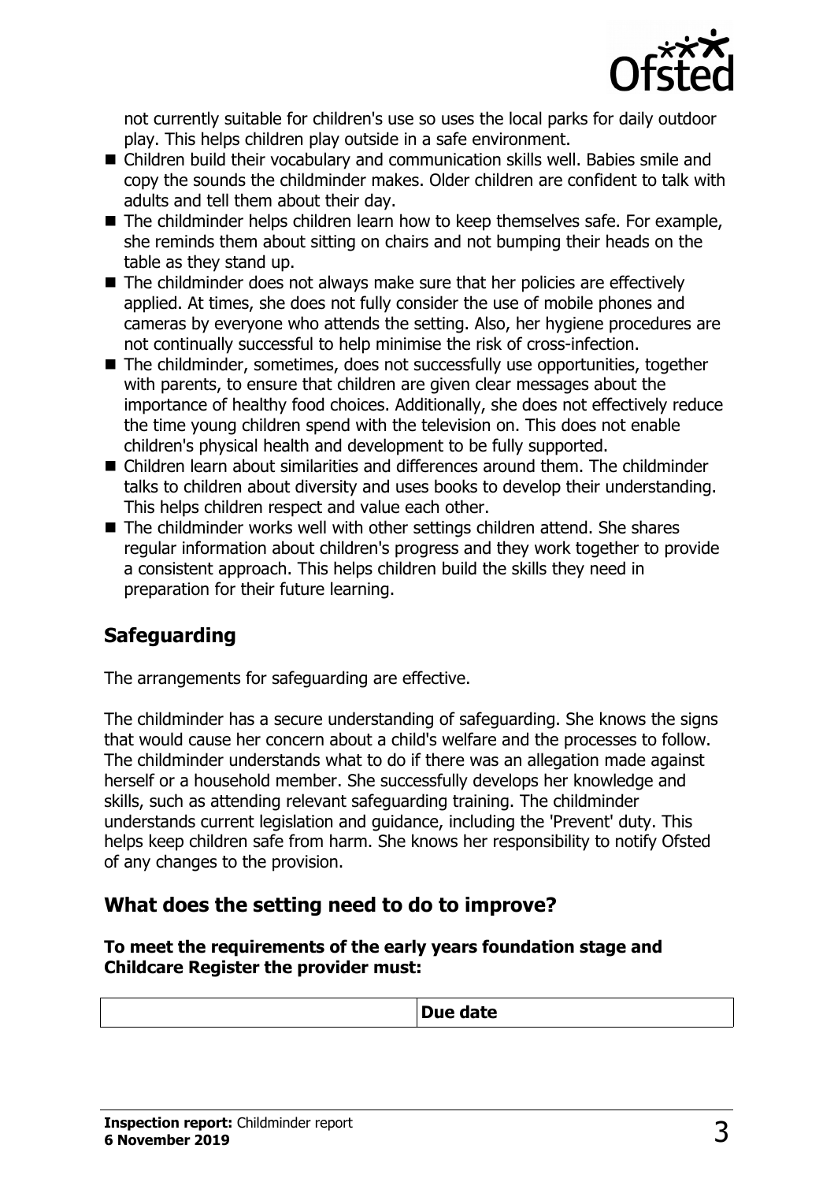not currently suitable for children's use so uses the local parks for daily outdoor play. This helps children play outside in a safe environment.

- Children build their vocabulary and communication skills well. Babies smile and copy the sounds the childminder makes. Older children are confident to talk with adults and tell them about their day.
- The childminder helps children learn how to keep themselves safe. For example, she reminds them about sitting on chairs and not bumping their heads on the table as they stand up.
- The childminder does not always make sure that her policies are effectively applied. At times, she does not fully consider the use of mobile phones and cameras by everyone who attends the setting. Also, her hygiene procedures are not continually successful to help minimise the risk of cross-infection.
- The childminder, sometimes, does not successfully use opportunities, together with parents, to ensure that children are given clear messages about the importance of healthy food choices. Additionally, she does not effectively reduce the time young children spend with the television on. This does not enable children's physical health and development to be fully supported.
- Children learn about similarities and differences around them. The childminder talks to children about diversity and uses books to develop their understanding. This helps children respect and value each other.
- The childminder works well with other settings children attend. She shares regular information about children's progress and they work together to provide a consistent approach. This helps children build the skills they need in preparation for their future learning.

## Safeguarding

The arrangements for safeguarding are effective.

The childminder has a secure understanding of safeguarding. She knows the signs that would cause her concern about a child's welfare and the processes to follow. The childminder understands what to do if there was an allegation made against herself or a household member. She successfully develops her knowledge and skills, such as attending relevant safeguarding training. The childminder understands current legislation and guidance, including the 'Prevent' duty. This helps keep children safe from harm. She knows her responsibility to notify Ofsted of any changes to the provision.

## What does the setting need to do to improve?

**To meet the requirements of the early years foundation stage and Childcare Register the provider must:**

| | Due date |
|---|---|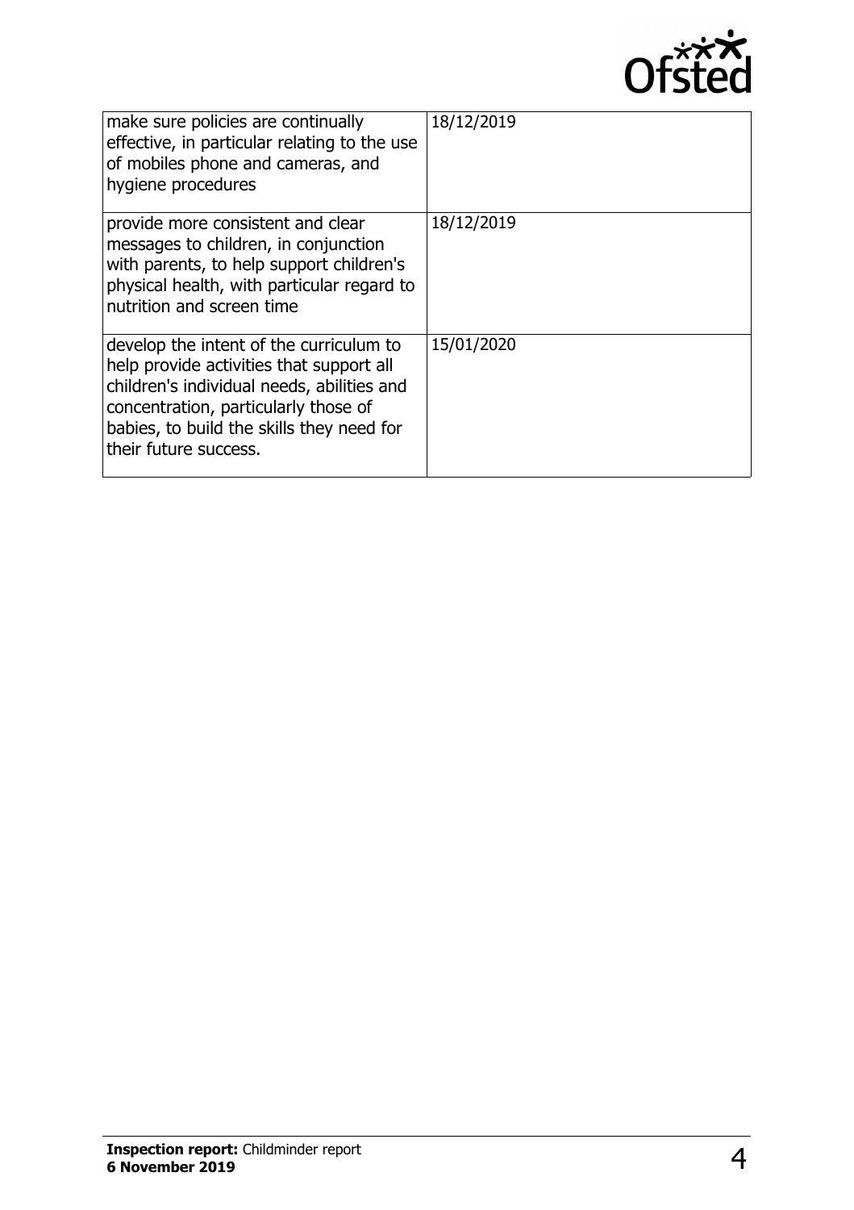| | |
|---|---|
| make sure policies are continually effective, in particular relating to the use of mobiles phone and cameras, and hygiene procedures | 18/12/2019 |
| provide more consistent and clear messages to children, in conjunction with parents, to help support children's physical health, with particular regard to nutrition and screen time | 18/12/2019 |
| develop the intent of the curriculum to help provide activities that support all children's individual needs, abilities and concentration, particularly those of babies, to build the skills they need for their future success. | 15/01/2020 |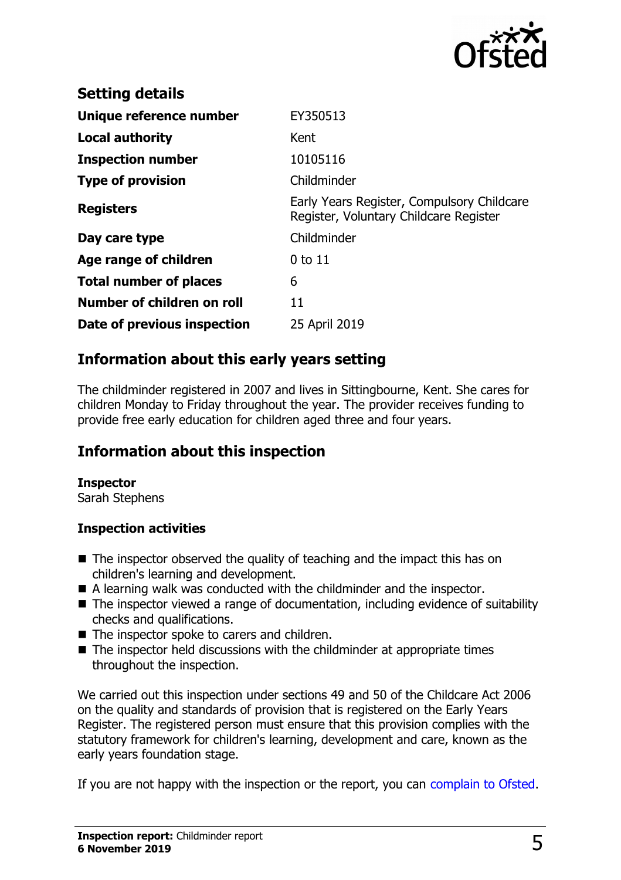## Setting details

| | |
|---|---|
| **Unique reference number** | EY350513 |
| **Local authority** | Kent |
| **Inspection number** | 10105116 |
| **Type of provision** | Childminder |
| **Registers** | Early Years Register, Compulsory Childcare Register, Voluntary Childcare Register |
| **Day care type** | Childminder |
| **Age range of children** | 0 to 11 |
| **Total number of places** | 6 |
| **Number of children on roll** | 11 |
| **Date of previous inspection** | 25 April 2019 |

## Information about this early years setting

The childminder registered in 2007 and lives in Sittingbourne, Kent. She cares for children Monday to Friday throughout the year. The provider receives funding to provide free early education for children aged three and four years.

## Information about this inspection

**Inspector**
Sarah Stephens

### Inspection activities

- The inspector observed the quality of teaching and the impact this has on children's learning and development.
- A learning walk was conducted with the childminder and the inspector.
- The inspector viewed a range of documentation, including evidence of suitability checks and qualifications.
- The inspector spoke to carers and children.
- The inspector held discussions with the childminder at appropriate times throughout the inspection.

We carried out this inspection under sections 49 and 50 of the Childcare Act 2006 on the quality and standards of provision that is registered on the Early Years Register. The registered person must ensure that this provision complies with the statutory framework for children's learning, development and care, known as the early years foundation stage.

If you are not happy with the inspection or the report, you can complain to Ofsted.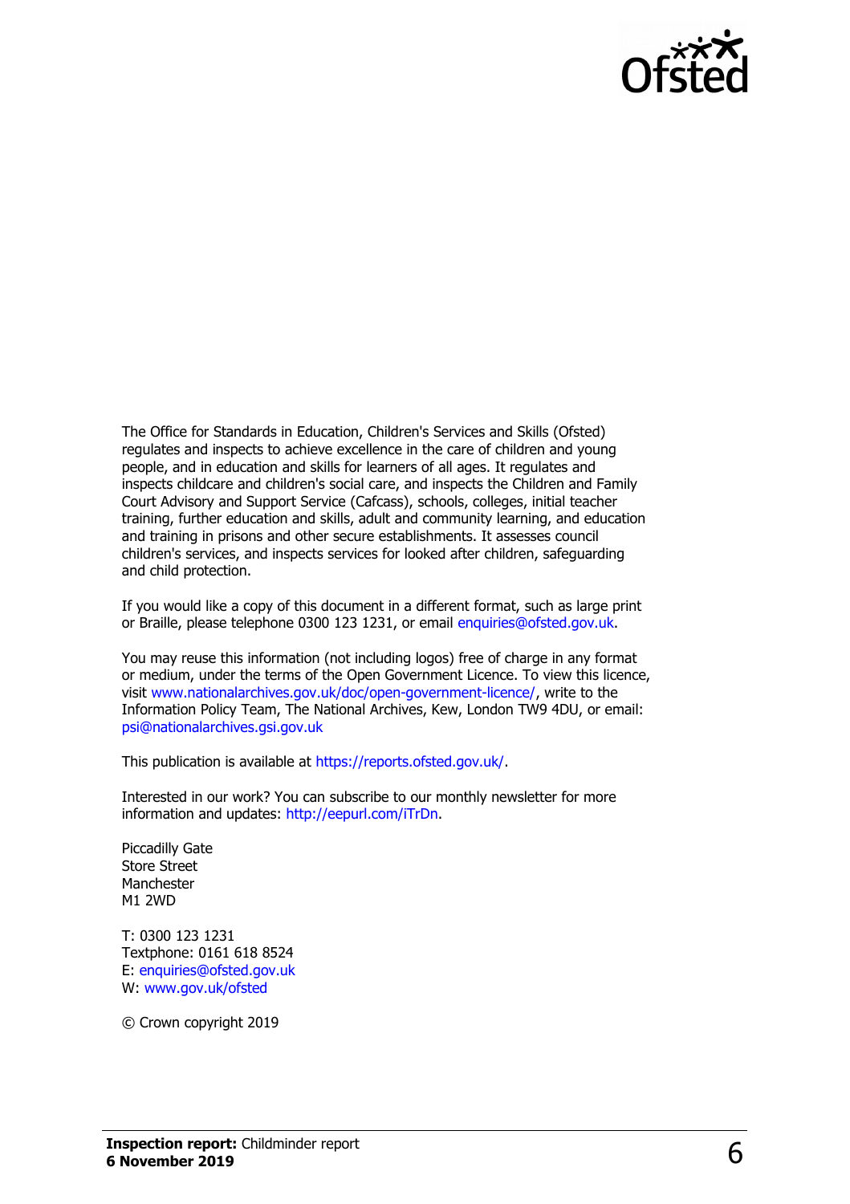The Office for Standards in Education, Children's Services and Skills (Ofsted) regulates and inspects to achieve excellence in the care of children and young people, and in education and skills for learners of all ages. It regulates and inspects childcare and children's social care, and inspects the Children and Family Court Advisory and Support Service (Cafcass), schools, colleges, initial teacher training, further education and skills, adult and community learning, and education and training in prisons and other secure establishments. It assesses council children's services, and inspects services for looked after children, safeguarding and child protection.

If you would like a copy of this document in a different format, such as large print or Braille, please telephone 0300 123 1231, or email enquiries@ofsted.gov.uk.

You may reuse this information (not including logos) free of charge in any format or medium, under the terms of the Open Government Licence. To view this licence, visit www.nationalarchives.gov.uk/doc/open-government-licence/, write to the Information Policy Team, The National Archives, Kew, London TW9 4DU, or email: psi@nationalarchives.gsi.gov.uk

This publication is available at https://reports.ofsted.gov.uk/.

Interested in our work? You can subscribe to our monthly newsletter for more information and updates: http://eepurl.com/iTrDn.

Piccadilly Gate
Store Street
Manchester
M1 2WD

T: 0300 123 1231
Textphone: 0161 618 8524
E: enquiries@ofsted.gov.uk
W: www.gov.uk/ofsted

© Crown copyright 2019